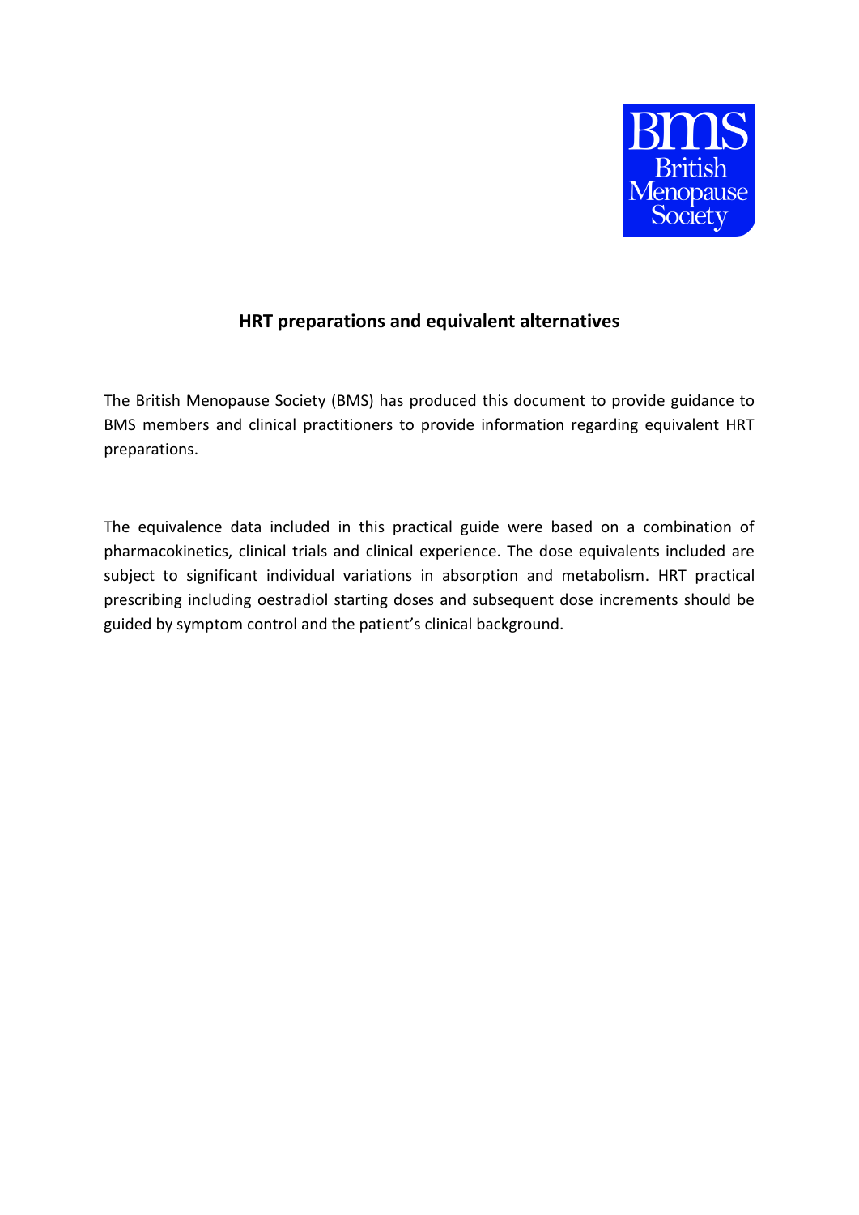# HRT preparations and equivalent alternatives

The British Menopause Society (BMS) has produced this document to provide guidance to BMS members and clinical practitioners to provide information regarding equivalent HRT preparations.

The equivalence data included in this practical guide were based on a combination of pharmacokinetics, clinical trials and clinical experience. The dose equivalents included are subject to significant individual variations in absorption and metabolism. HRT practical prescribing including oestradiol starting doses and subsequent dose increments should be guided by symptom control and the patient's clinical background.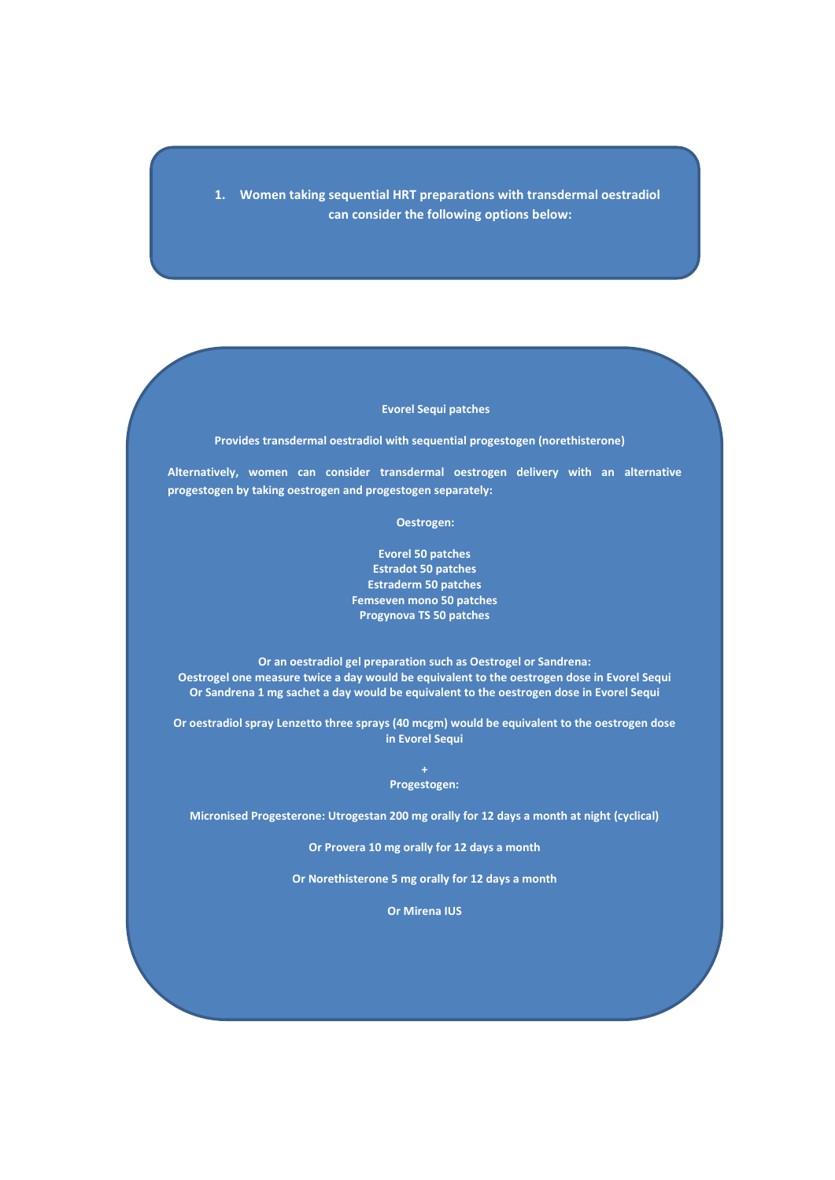1. **Women taking sequential HRT preparations with transdermal oestradiol can consider the following options below:**

**Evorel Sequi patches**

**Provides transdermal oestradiol with sequential progestogen (norethisterone)**

**Alternatively, women can consider transdermal oestrogen delivery with an alternative progestogen by taking oestrogen and progestogen separately:**

**Oestrogen:**

**Evorel 50 patches**
**Estradot 50 patches**
**Estraderm 50 patches**
**Femseven mono 50 patches**
**Progynova TS 50 patches**

**Or an oestradiol gel preparation such as Oestrogel or Sandrena:**
**Oestrogel one measure twice a day would be equivalent to the oestrogen dose in Evorel Sequi**
**Or Sandrena 1 mg sachet a day would be equivalent to the oestrogen dose in Evorel Sequi**

**Or oestradiol spray Lenzetto three sprays (40 mcgm) would be equivalent to the oestrogen dose in Evorel Sequi**

**+**
**Progestogen:**

**Micronised Progesterone: Utrogestan 200 mg orally for 12 days a month at night (cyclical)**

**Or Provera 10 mg orally for 12 days a month**

**Or Norethisterone 5 mg orally for 12 days a month**

**Or Mirena IUS**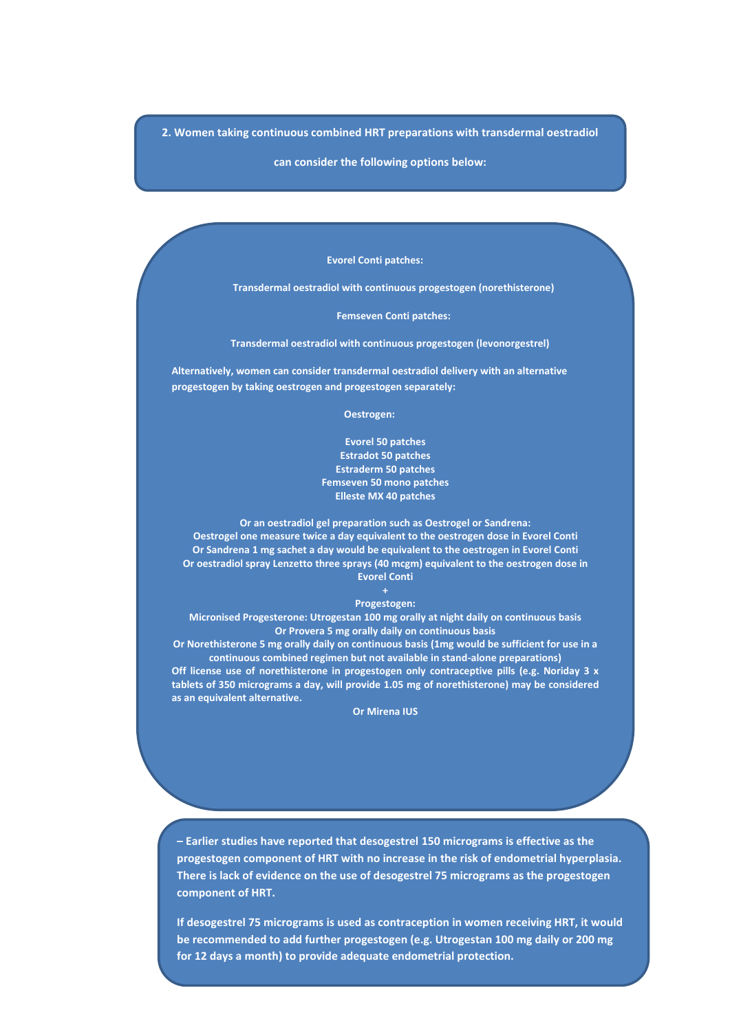**2. Women taking continuous combined HRT preparations with transdermal oestradiol can consider the following options below:**

**Evorel Conti patches:**

**Transdermal oestradiol with continuous progestogen (norethisterone)**

**Femseven Conti patches:**

**Transdermal oestradiol with continuous progestogen (levonorgestrel)**

**Alternatively, women can consider transdermal oestradiol delivery with an alternative progestogen by taking oestrogen and progestogen separately:**

**Oestrogen:**

**Evorel 50 patches**
**Estradot 50 patches**
**Estraderm 50 patches**
**Femseven 50 mono patches**
**Elleste MX 40 patches**

**Or an oestradiol gel preparation such as Oestrogel or Sandrena:**
**Oestrogel one measure twice a day equivalent to the oestrogen dose in Evorel Conti**
**Or Sandrena 1 mg sachet a day would be equivalent to the oestrogen in Evorel Conti**
**Or oestradiol spray Lenzetto three sprays (40 mcgm) equivalent to the oestrogen dose in Evorel Conti**

**+**

**Progestogen:**
**Micronised Progesterone: Utrogestan 100 mg orally at night daily on continuous basis**
**Or Provera 5 mg orally daily on continuous basis**
**Or Norethisterone 5 mg orally daily on continuous basis (1mg would be sufficient for use in a continuous combined regimen but not available in stand-alone preparations)**
**Off license use of norethisterone in progestogen only contraceptive pills (e.g. Noriday 3 x tablets of 350 micrograms a day, will provide 1.05 mg of norethisterone) may be considered as an equivalent alternative.**
**Or Mirena IUS**

**– Earlier studies have reported that desogestrel 150 micrograms is effective as the progestogen component of HRT with no increase in the risk of endometrial hyperplasia. There is lack of evidence on the use of desogestrel 75 micrograms as the progestogen component of HRT.**

**If desogestrel 75 micrograms is used as contraception in women receiving HRT, it would be recommended to add further progestogen (e.g. Utrogestan 100 mg daily or 200 mg for 12 days a month) to provide adequate endometrial protection.**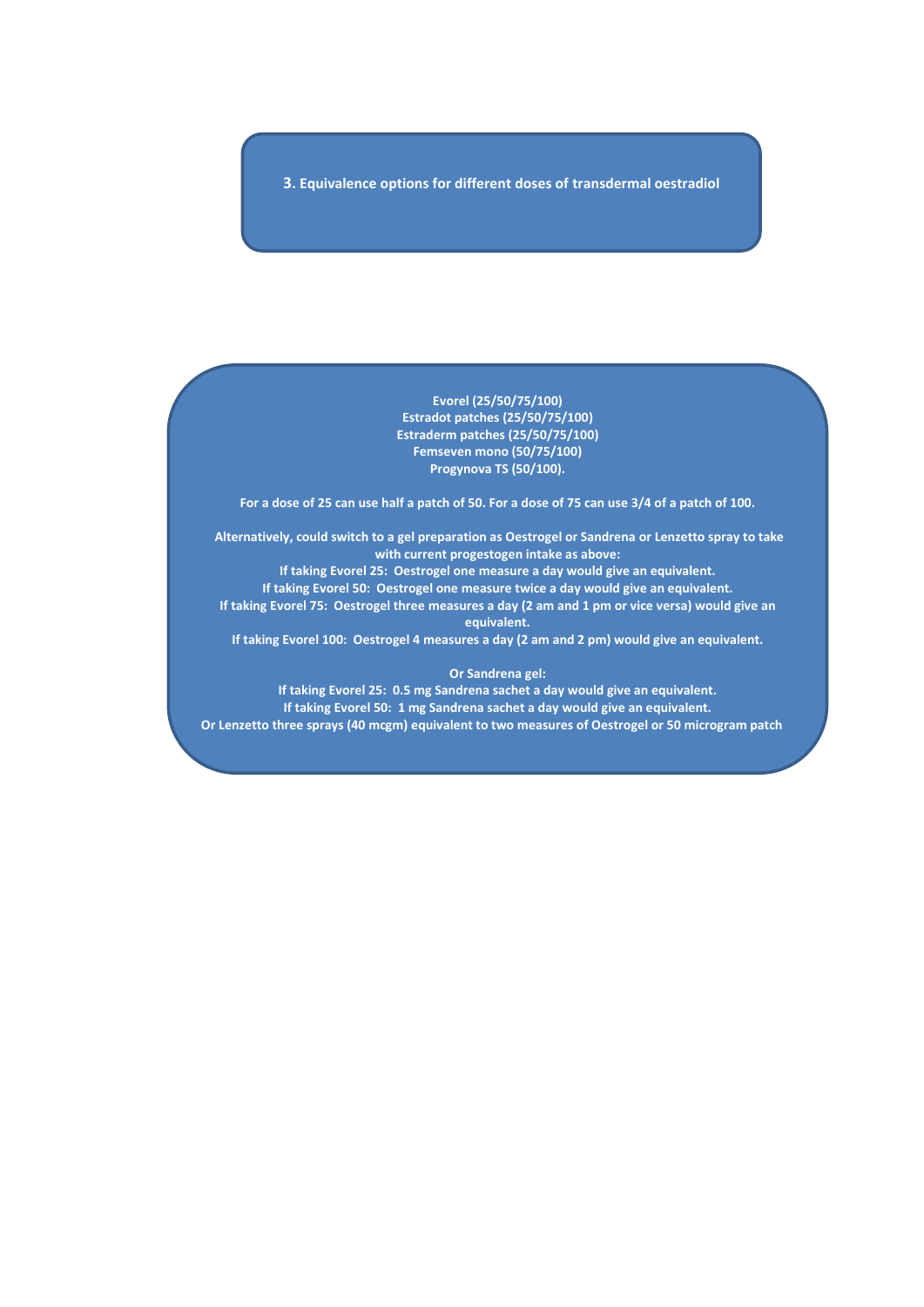### 3. Equivalence options for different doses of transdermal oestradiol

**Evorel (25/50/75/100)**
**Estradot patches (25/50/75/100)**
**Estraderm patches (25/50/75/100)**
**Femseven mono (50/75/100)**
**Progynova TS (50/100).**

**For a dose of 25 can use half a patch of 50. For a dose of 75 can use 3/4 of a patch of 100.**

**Alternatively, could switch to a gel preparation as Oestrogel or Sandrena or Lenzetto spray to take with current progestogen intake as above:**
**If taking Evorel 25: Oestrogel one measure a day would give an equivalent.**
**If taking Evorel 50: Oestrogel one measure twice a day would give an equivalent.**
**If taking Evorel 75: Oestrogel three measures a day (2 am and 1 pm or vice versa) would give an equivalent.**
**If taking Evorel 100: Oestrogel 4 measures a day (2 am and 2 pm) would give an equivalent.**

**Or Sandrena gel:**
**If taking Evorel 25: 0.5 mg Sandrena sachet a day would give an equivalent.**
**If taking Evorel 50: 1 mg Sandrena sachet a day would give an equivalent.**
**Or Lenzetto three sprays (40 mcgm) equivalent to two measures of Oestrogel or 50 microgram patch**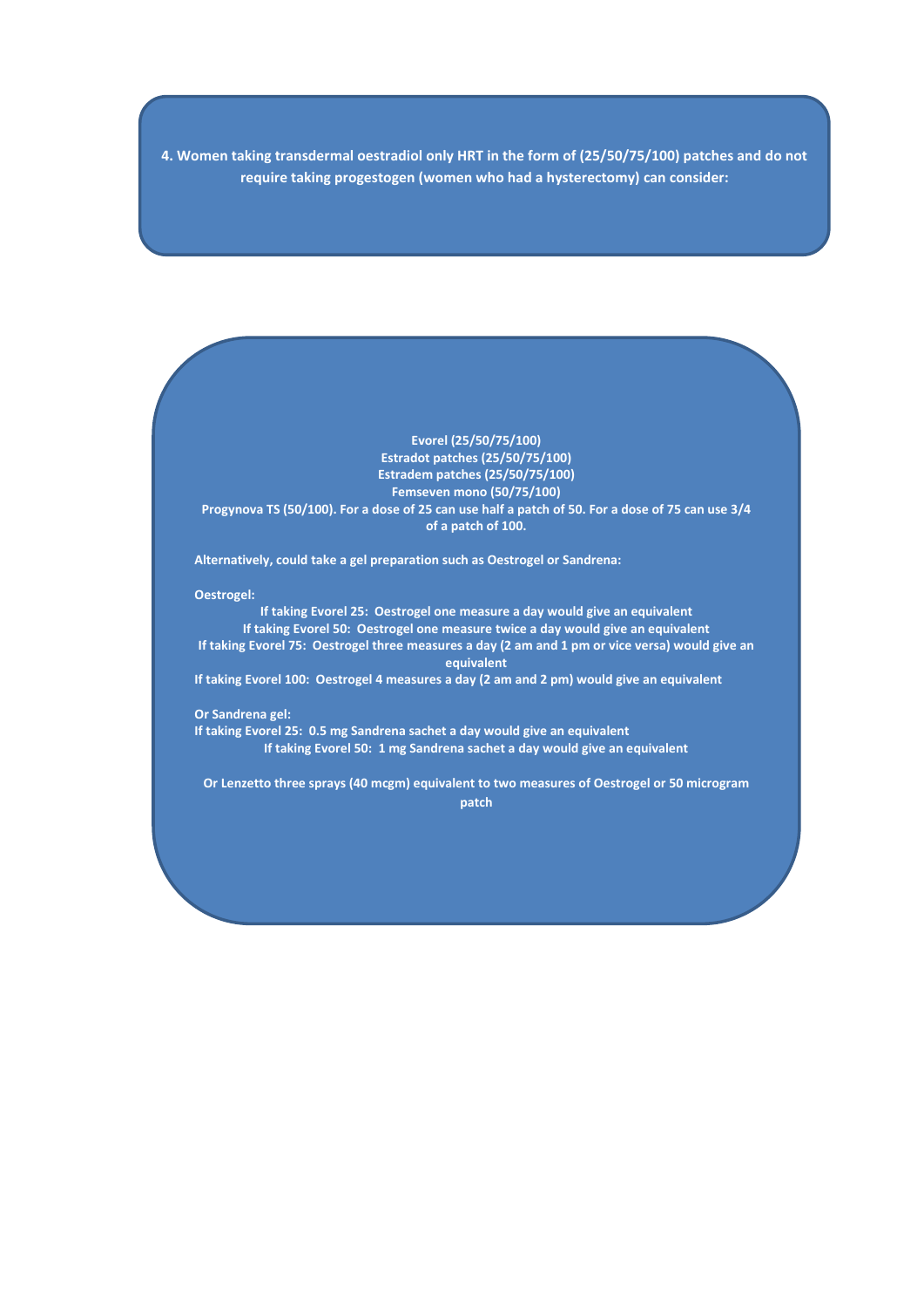**4. Women taking transdermal oestradiol only HRT in the form of (25/50/75/100) patches and do not require taking progestogen (women who had a hysterectomy) can consider:**

**Evorel (25/50/75/100)**
**Estradot patches (25/50/75/100)**
**Estradem patches (25/50/75/100)**
**Femseven mono (50/75/100)**
**Progynova TS (50/100). For a dose of 25 can use half a patch of 50. For a dose of 75 can use 3/4 of a patch of 100.**

**Alternatively, could take a gel preparation such as Oestrogel or Sandrena:**

**Oestrogel:**

**If taking Evorel 25: Oestrogel one measure a day would give an equivalent**
**If taking Evorel 50: Oestrogel one measure twice a day would give an equivalent**
**If taking Evorel 75: Oestrogel three measures a day (2 am and 1 pm or vice versa) would give an equivalent**
**If taking Evorel 100: Oestrogel 4 measures a day (2 am and 2 pm) would give an equivalent**

**Or Sandrena gel:**

**If taking Evorel 25: 0.5 mg Sandrena sachet a day would give an equivalent**
**If taking Evorel 50: 1 mg Sandrena sachet a day would give an equivalent**

**Or Lenzetto three sprays (40 mcgm) equivalent to two measures of Oestrogel or 50 microgram patch**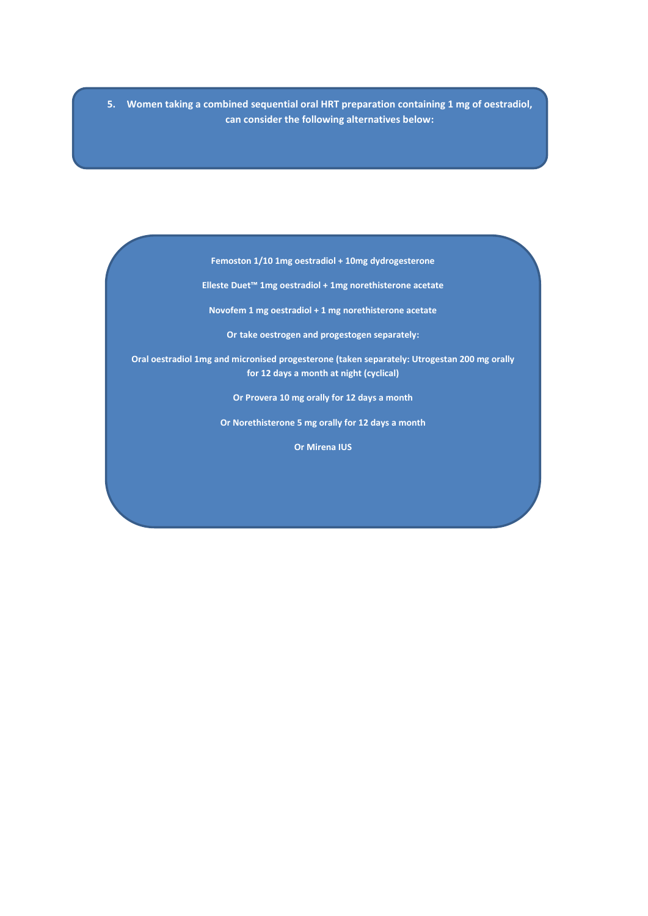**5. Women taking a combined sequential oral HRT preparation containing 1 mg of oestradiol, can consider the following alternatives below:**

**Femoston 1/10 1mg oestradiol + 10mg dydrogesterone**

**Elleste Duet™ 1mg oestradiol + 1mg norethisterone acetate**

**Novofem 1 mg oestradiol + 1 mg norethisterone acetate**

**Or take oestrogen and progestogen separately:**

**Oral oestradiol 1mg and micronised progesterone (taken separately: Utrogestan 200 mg orally for 12 days a month at night (cyclical)**

**Or Provera 10 mg orally for 12 days a month**

**Or Norethisterone 5 mg orally for 12 days a month**

**Or Mirena IUS**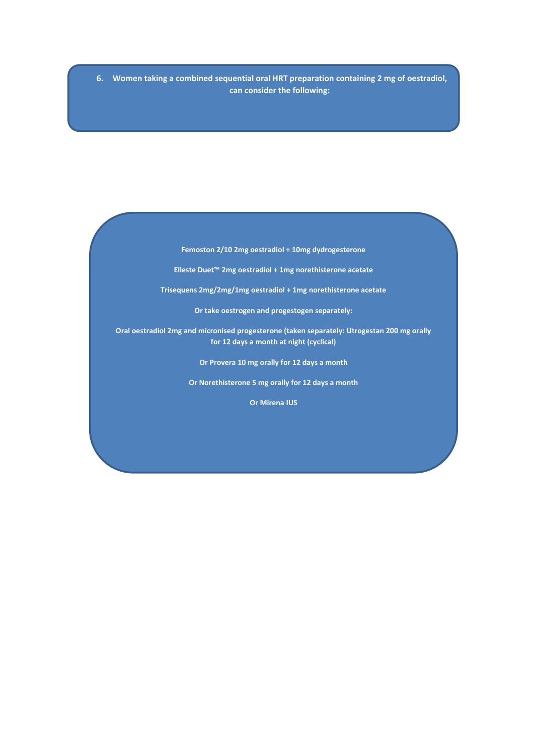**6. Women taking a combined sequential oral HRT preparation containing 2 mg of oestradiol, can consider the following:**

**Femoston 2/10 2mg oestradiol + 10mg dydrogesterone**

**Elleste Duet™ 2mg oestradiol + 1mg norethisterone acetate**

**Trisequens 2mg/2mg/1mg oestradiol + 1mg norethisterone acetate**

**Or take oestrogen and progestogen separately:**

**Oral oestradiol 2mg and micronised progesterone (taken separately: Utrogestan 200 mg orally for 12 days a month at night (cyclical)**

**Or Provera 10 mg orally for 12 days a month**

**Or Norethisterone 5 mg orally for 12 days a month**

**Or Mirena IUS**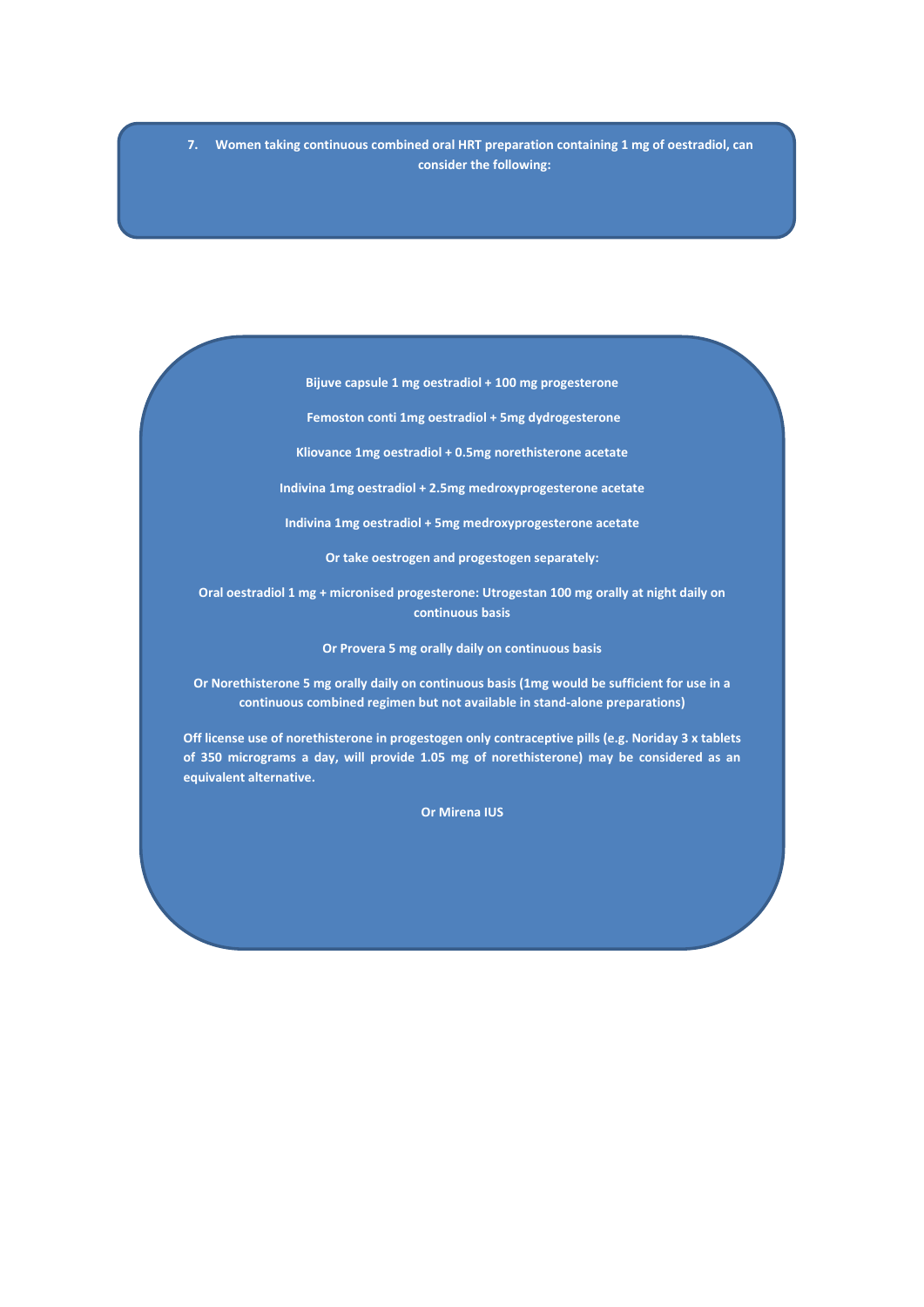**7. Women taking continuous combined oral HRT preparation containing 1 mg of oestradiol, can consider the following:**

**Bijuve capsule 1 mg oestradiol + 100 mg progesterone**

**Femoston conti 1mg oestradiol + 5mg dydrogesterone**

**Kliovance 1mg oestradiol + 0.5mg norethisterone acetate**

**Indivina 1mg oestradiol + 2.5mg medroxyprogesterone acetate**

**Indivina 1mg oestradiol + 5mg medroxyprogesterone acetate**

**Or take oestrogen and progestogen separately:**

**Oral oestradiol 1 mg + micronised progesterone: Utrogestan 100 mg orally at night daily on continuous basis**

**Or Provera 5 mg orally daily on continuous basis**

**Or Norethisterone 5 mg orally daily on continuous basis (1mg would be sufficient for use in a continuous combined regimen but not available in stand-alone preparations)**

**Off license use of norethisterone in progestogen only contraceptive pills (e.g. Noriday 3 x tablets of 350 micrograms a day, will provide 1.05 mg of norethisterone) may be considered as an equivalent alternative.**

**Or Mirena IUS**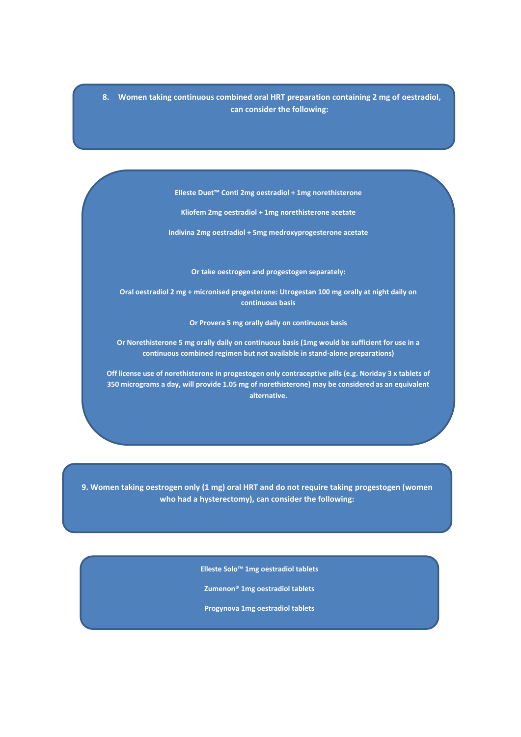**8. Women taking continuous combined oral HRT preparation containing 2 mg of oestradiol, can consider the following:**

**Elleste Duet™ Conti 2mg oestradiol + 1mg norethisterone**

**Kliofem 2mg oestradiol + 1mg norethisterone acetate**

**Indivina 2mg oestradiol + 5mg medroxyprogesterone acetate**

**Or take oestrogen and progestogen separately:**

**Oral oestradiol 2 mg + micronised progesterone: Utrogestan 100 mg orally at night daily on continuous basis**

**Or Provera 5 mg orally daily on continuous basis**

**Or Norethisterone 5 mg orally daily on continuous basis (1mg would be sufficient for use in a continuous combined regimen but not available in stand-alone preparations)**

**Off license use of norethisterone in progestogen only contraceptive pills (e.g. Noriday 3 x tablets of 350 micrograms a day, will provide 1.05 mg of norethisterone) may be considered as an equivalent alternative.**

**9. Women taking oestrogen only (1 mg) oral HRT and do not require taking progestogen (women who had a hysterectomy), can consider the following:**

**Elleste Solo™ 1mg oestradiol tablets**

**Zumenon® 1mg oestradiol tablets**

**Progynova 1mg oestradiol tablets**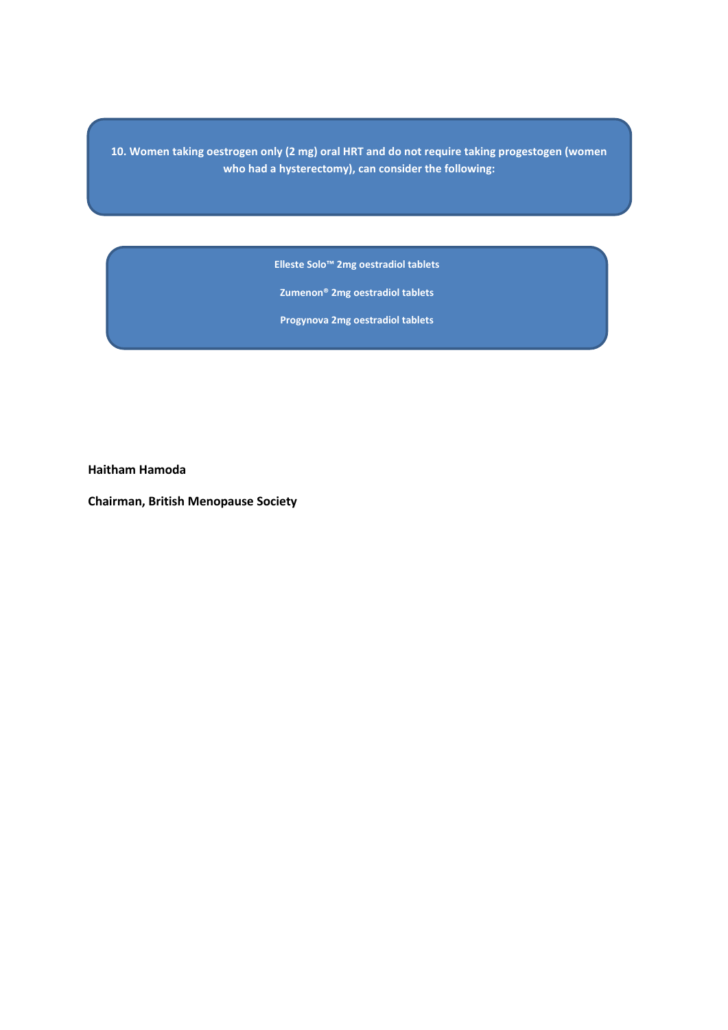**10. Women taking oestrogen only (2 mg) oral HRT and do not require taking progestogen (women who had a hysterectomy), can consider the following:**

**Elleste Solo™ 2mg oestradiol tablets**

**Zumenon® 2mg oestradiol tablets**

**Progynova 2mg oestradiol tablets**

**Haitham Hamoda**

**Chairman, British Menopause Society**